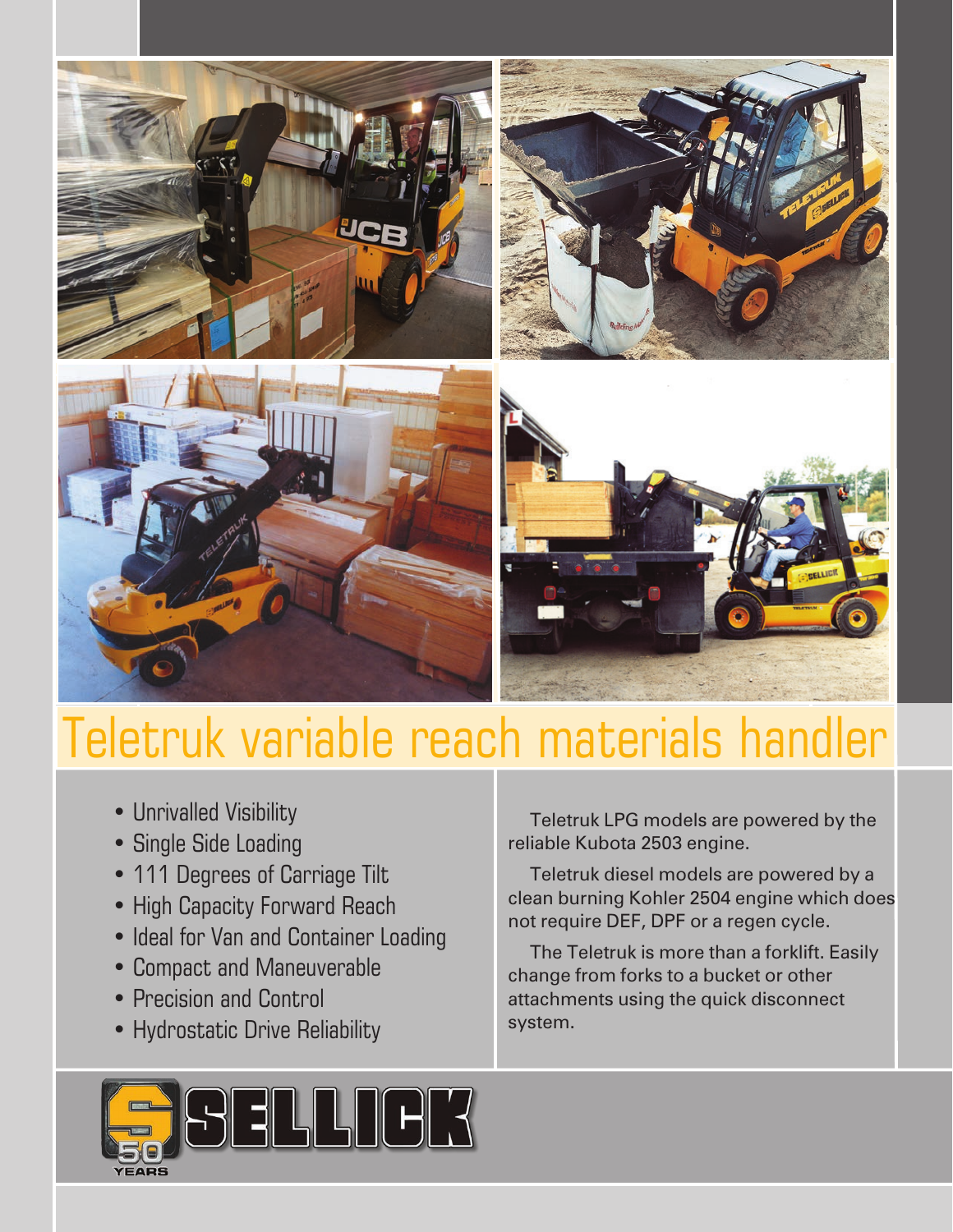# Teletruk variable reach materials handler

- Unrivalled Visibility
- Single Side Loading
- 111 Degrees of Carriage Tilt
- High Capacity Forward Reach
- Ideal for Van and Container Loading
- Compact and Maneuverable
- Precision and Control
- Hydrostatic Drive Reliability

Teletruk LPG models are powered by the reliable Kubota 2503 engine.

Teletruk diesel models are powered by a clean burning Kohler 2504 engine which does not require DEF, DPF or a regen cycle.

The Teletruk is more than a forklift. Easily change from forks to a bucket or other attachments using the quick disconnect system.

SELLICK 50 YEARS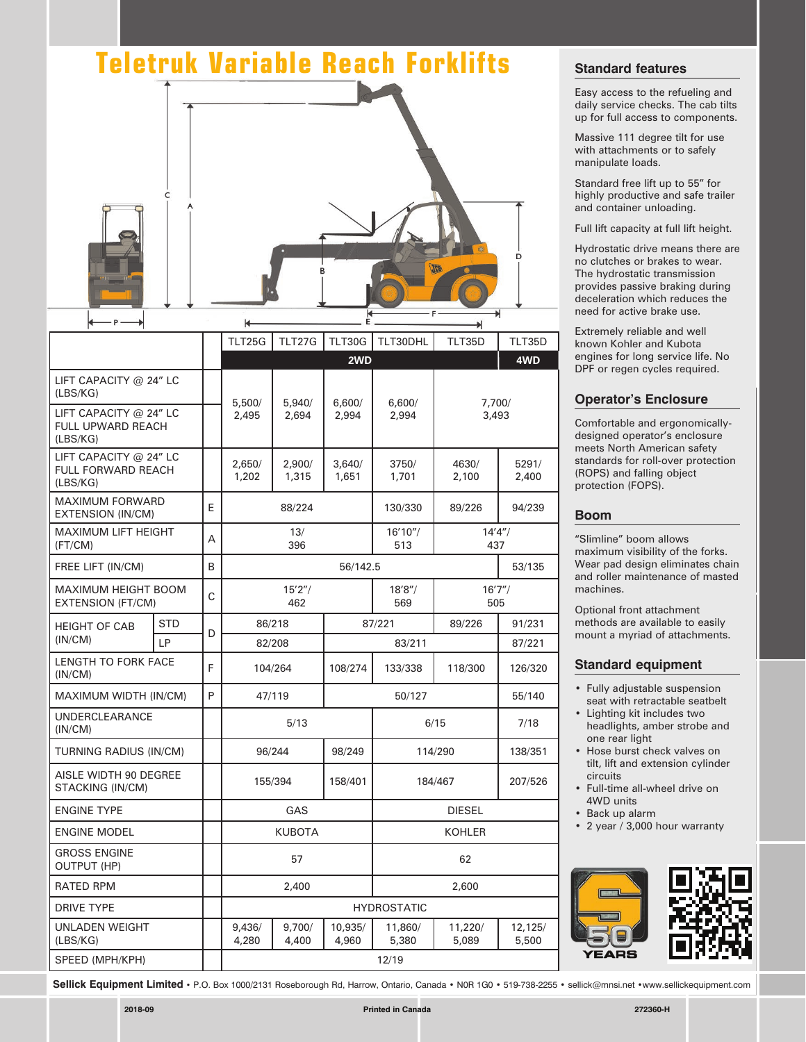# Teletruk Variable Reach Forklifts

C
A
B
D
E
F
P

| | | TLT25G | TLT27G | TLT30G | TLT30DHL | TLT35D | TLT35D |
|---|---|---|---|---|---|---|---|
| | | 2WD | | | | | 4WD |
| LIFT CAPACITY @ 24" LC (LBS/KG) | | 5,500/ 2,495 | 5,940/ 2,694 | 6,600/ 2,994 | 6,600/ 2,994 | 7,700/ 3,493 | |
| LIFT CAPACITY @ 24" LC FULL UPWARD REACH (LBS/KG) | | 5,500/ 2,495 | 5,940/ 2,694 | 6,600/ 2,994 | 6,600/ 2,994 | 7,700/ 3,493 | |
| LIFT CAPACITY @ 24" LC FULL FORWARD REACH (LBS/KG) | | 2,650/ 1,202 | 2,900/ 1,315 | 3,640/ 1,651 | 3750/ 1,701 | 4630/ 2,100 | 5291/ 2,400 |
| MAXIMUM FORWARD EXTENSION (IN/CM) | E | 88/224 | | | 130/330 | 89/226 | 94/239 |
| MAXIMUM LIFT HEIGHT (FT/CM) | A | 13/ 396 | | | 16'10"/ 513 | 14'4"/ 437 | |
| FREE LIFT (IN/CM) | B | 56/142.5 | | | | | 53/135 |
| MAXIMUM HEIGHT BOOM EXTENSION (FT/CM) | C | 15'2"/ 462 | | | 18'8"/ 569 | 16'7"/ 505 | |
| HEIGHT OF CAB (IN/CM) STD | D | 86/218 | | 87/221 | | 89/226 | 91/231 |
| HEIGHT OF CAB (IN/CM) LP | D | 82/208 | | 83/211 | | | 87/221 |
| LENGTH TO FORK FACE (IN/CM) | F | 104/264 | | 108/274 | 133/338 | 118/300 | 126/320 |
| MAXIMUM WIDTH (IN/CM) | P | 47/119 | | 50/127 | | | 55/140 |
| UNDERCLEARANCE (IN/CM) | | 5/13 | | | 6/15 | | 7/18 |
| TURNING RADIUS (IN/CM) | | 96/244 | | 98/249 | 114/290 | | 138/351 |
| AISLE WIDTH 90 DEGREE STACKING (IN/CM) | | 155/394 | | 158/401 | 184/467 | | 207/526 |
| ENGINE TYPE | | GAS | | | DIESEL | | |
| ENGINE MODEL | | KUBOTA | | | KOHLER | | |
| GROSS ENGINE OUTPUT (HP) | | 57 | | | 62 | | |
| RATED RPM | | 2,400 | | | 2,600 | | |
| DRIVE TYPE | | HYDROSTATIC | | | | | |
| UNLADEN WEIGHT (LBS/KG) | | 9,436/ 4,280 | 9,700/ 4,400 | 10,935/ 4,960 | 11,860/ 5,380 | 11,220/ 5,089 | 12,125/ 5,500 |
| SPEED (MPH/KPH) | | 12/19 | | | | | |

## Standard features

Easy access to the refueling and daily service checks. The cab tilts up for full access to components.

Massive 111 degree tilt for use with attachments or to safely manipulate loads.

Standard free lift up to 55" for highly productive and safe trailer and container unloading.

Full lift capacity at full lift height.

Hydrostatic drive means there are no clutches or brakes to wear. The hydrostatic transmission provides passive braking during deceleration which reduces the need for active brake use.

Extremely reliable and well known Kohler and Kubota engines for long service life. No DPF or regen cycles required.

## Operator's Enclosure

Comfortable and ergonomically-designed operator's enclosure meets North American safety standards for roll-over protection (ROPS) and falling object protection (FOPS).

## Boom

"Slimline" boom allows maximum visibility of the forks. Wear pad design eliminates chain and roller maintenance of masted machines.

Optional front attachment methods are available to easily mount a myriad of attachments.

## Standard equipment

- Fully adjustable suspension seat with retractable seatbelt
- Lighting kit includes two headlights, amber strobe and one rear light
- Hose burst check valves on tilt, lift and extension cylinder circuits
- Full-time all-wheel drive on 4WD units
- Back up alarm
- 2 year / 3,000 hour warranty

50 YEARS

**Sellick Equipment Limited** • P.O. Box 1000/2131 Roseborough Rd, Harrow, Ontario, Canada • N0R 1G0 • 519-738-2255 • sellick@mnsi.net •www.sellickequipment.com

2018-09 Printed in Canada 272360-H